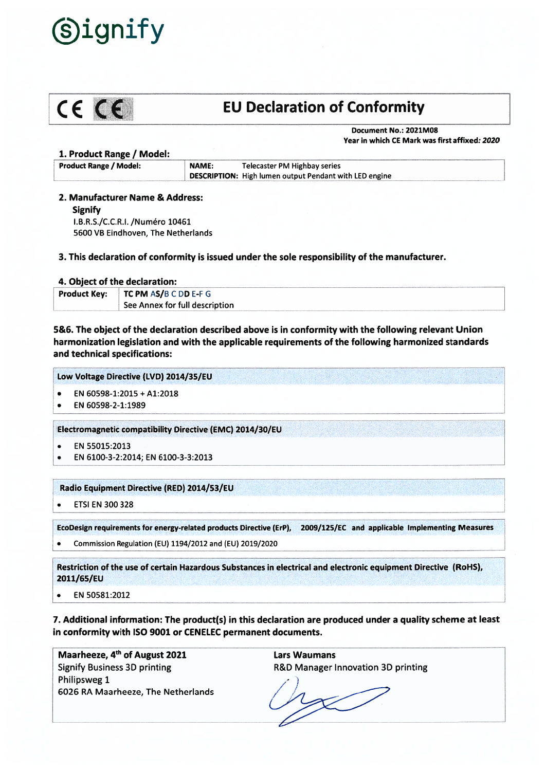signify

CE CE

# EU Declaration of Conformity

**Document No.: 2021M08**
**Year in which CE Mark was first affixed: *2020***

## 1. Product Range / Model:

| **Product Range / Model:** | **NAME:** Telecaster PM Highbay series<br>**DESCRIPTION:** High lumen output Pendant with LED engine |
|---|---|

## 2. Manufacturer Name & Address:

**Signify**
I.B.R.S./C.C.R.I. /Numéro 10461
5600 VB Eindhoven, The Netherlands

## 3. This declaration of conformity is issued under the sole responsibility of the manufacturer.

## 4. Object of the declaration:

| **Product Key:** | **TC PM** AS/B C DD E-F G<br>See Annex for full description |
|---|---|

## 5&6. The object of the declaration described above is in conformity with the following relevant Union harmonization legislation and with the applicable requirements of the following harmonized standards and technical specifications:

**Low Voltage Directive (LVD) 2014/35/EU**

- EN 60598-1:2015 + A1:2018
- EN 60598-2-1:1989

**Electromagnetic compatibility Directive (EMC) 2014/30/EU**

- EN 55015:2013
- EN 6100-3-2:2014; EN 6100-3-3:2013

**Radio Equipment Directive (RED) 2014/53/EU**

- ETSI EN 300 328

**EcoDesign requirements for energy-related products Directive (ErP), 2009/125/EC and applicable Implementing Measures**

- Commission Regulation (EU) 1194/2012 and (EU) 2019/2020

**Restriction of the use of certain Hazardous Substances in electrical and electronic equipment Directive (RoHS), 2011/65/EU**

- EN 50581:2012

## 7. Additional information: The product(s) in this declaration are produced under a quality scheme at least in conformity with ISO 9001 or CENELEC permanent documents.

| **Maarheeze, 4th of August 2021**<br>Signify Business 3D printing<br>Philipsweg 1<br>6026 RA Maarheeze, The Netherlands | **Lars Waumans**<br>R&D Manager Innovation 3D printing |
|---|---|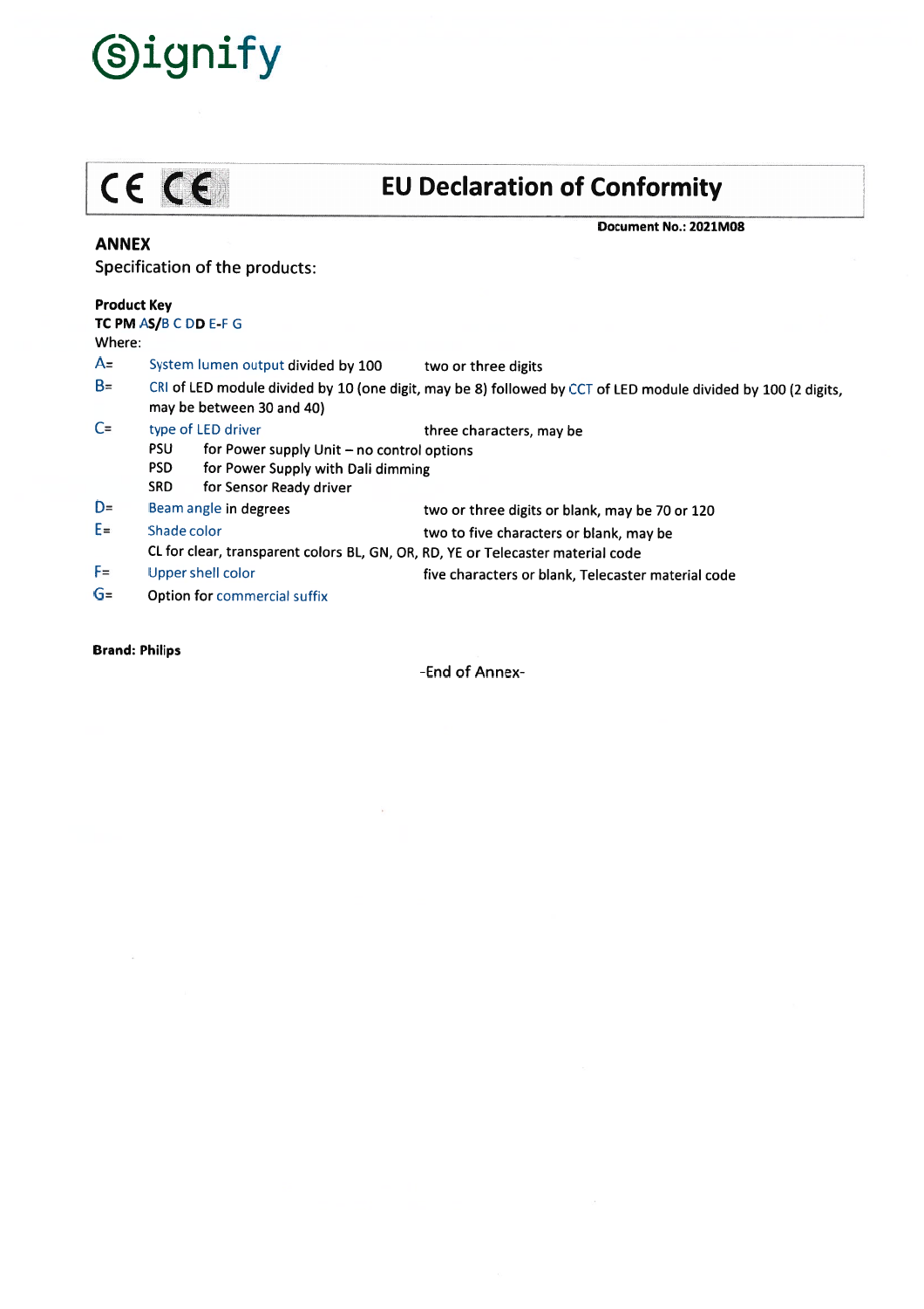Signify

CE CE

# EU Declaration of Conformity

**Document No.: 2021M08**

## ANNEX

Specification of the products:

**Product Key**

**TC PM AS/B C DD E-F G**

Where:

| | | |
|---|---|---|
| A= | System lumen output divided by 100 | two or three digits |
| B= | CRI of LED module divided by 10 (one digit, may be 8) followed by CCT of LED module divided by 100 (2 digits, may be between 30 and 40) | |
| C= | type of LED driver | three characters, may be |
| | PSU for Power supply Unit – no control options | |
| | PSD for Power Supply with Dali dimming | |
| | SRD for Sensor Ready driver | |
| D= | Beam angle in degrees | two or three digits or blank, may be 70 or 120 |
| E= | Shade color | two to five characters or blank, may be |
| | CL for clear, transparent colors BL, GN, OR, RD, YE or Telecaster material code | |
| F= | Upper shell color | five characters or blank, Telecaster material code |
| G= | Option for commercial suffix | |

**Brand: Philips**

-End of Annex-